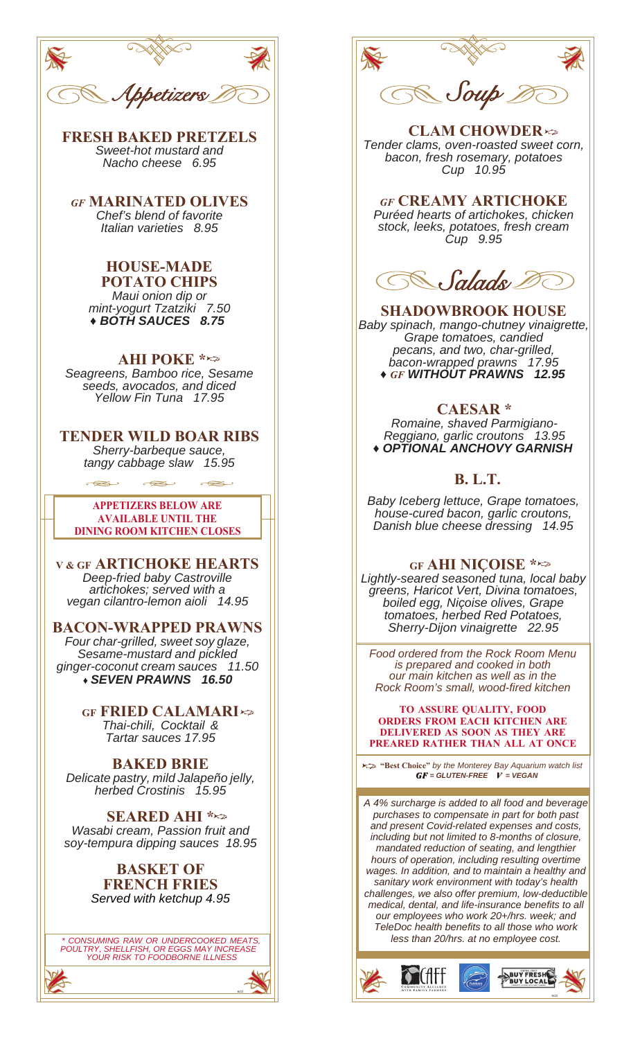# Appetizers

## FRESH BAKED PRETZELS
*Sweet-hot mustard and Nacho cheese 6.95*

## *GF* MARINATED OLIVES
*Chef's blend of favorite Italian varieties 8.95*

## HOUSE-MADE POTATO CHIPS
*Maui onion dip or mint-yogurt Tzatziki 7.50*
***♦ BOTH SAUCES 8.75***

## AHI POKE *
*Seagreens, Bamboo rice, Sesame seeds, avocados, and diced Yellow Fin Tuna 17.95*

## TENDER WILD BOAR RIBS
*Sherry-barbeque sauce, tangy cabbage slaw 15.95*

**APPETIZERS BELOW ARE AVAILABLE UNTIL THE DINING ROOM KITCHEN CLOSES**

## V & GF ARTICHOKE HEARTS
*Deep-fried baby Castroville artichokes; served with a vegan cilantro-lemon aioli 14.95*

## BACON-WRAPPED PRAWNS
*Four char-grilled, sweet soy glaze, Sesame-mustard and pickled ginger-coconut cream sauces 11.50*
***♦ SEVEN PRAWNS 16.50***

## GF FRIED CALAMARI
*Thai-chili, Cocktail & Tartar sauces 17.95*

## BAKED BRIE
*Delicate pastry, mild Jalapeño jelly, herbed Crostinis 15.95*

## SEARED AHI *
*Wasabi cream, Passion fruit and soy-tempura dipping sauces 18.95*

## BASKET OF FRENCH FRIES
*Served with ketchup 4.95*

*\* CONSUMING RAW OR UNDERCOOKED MEATS, POULTRY, SHELLFISH, OR EGGS MAY INCREASE YOUR RISK TO FOODBORNE ILLNESS*

# Soup

## CLAM CHOWDER
*Tender clams, oven-roasted sweet corn, bacon, fresh rosemary, potatoes Cup 10.95*

## *GF* CREAMY ARTICHOKE
*Puréed hearts of artichokes, chicken stock, leeks, potatoes, fresh cream Cup 9.95*

# Salads

## SHADOWBROOK HOUSE
*Baby spinach, mango-chutney vinaigrette, Grape tomatoes, candied pecans, and two, char-grilled, bacon-wrapped prawns 17.95*
***♦ GF WITHOUT PRAWNS 12.95***

## CAESAR *
*Romaine, shaved Parmigiano-Reggiano, garlic croutons 13.95*
***♦ OPTIONAL ANCHOVY GARNISH***

## B. L.T.
*Baby Iceberg lettuce, Grape tomatoes, house-cured bacon, garlic croutons, Danish blue cheese dressing 14.95*

## GF AHI NIÇOISE *
*Lightly-seared seasoned tuna, local baby greens, Haricot Vert, Divina tomatoes, boiled egg, Niçoise olives, Grape tomatoes, herbed Red Potatoes, Sherry-Dijon vinaigrette 22.95*

*Food ordered from the Rock Room Menu is prepared and cooked in both our main kitchen as well as in the Rock Room's small, wood-fired kitchen*

**TO ASSURE QUALITY, FOOD ORDERS FROM EACH KITCHEN ARE DELIVERED AS SOON AS THEY ARE PREARED RATHER THAN ALL AT ONCE**

**"Best Choice"** *by the Monterey Bay Aquarium watch list*
***GF = GLUTEN-FREE V = VEGAN***

*A 4% surcharge is added to all food and beverage purchases to compensate in part for both past and present Covid-related expenses and costs, including but not limited to 8-months of closure, mandated reduction of seating, and lengthier hours of operation, including resulting overtime wages. In addition, and to maintain a healthy and sanitary work environment with today's health challenges, we also offer premium, low-deductible medical, dental, and life-insurance benefits to all our employees who work 20+/hrs. week; and TeleDoc health benefits to all those who work less than 20/hrs. at no employee cost.*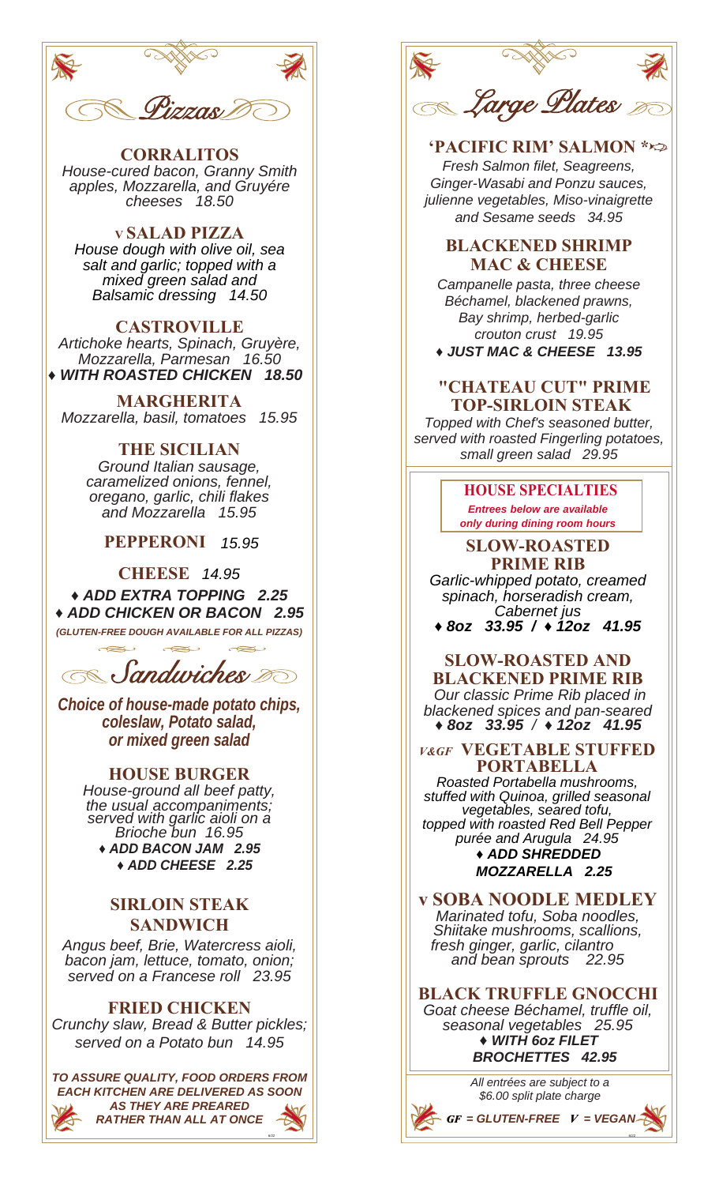## Pizzas

### CORRALITOS
*House-cured bacon, Granny Smith apples, Mozzarella, and Gruyére cheeses 18.50*

### V SALAD PIZZA
*House dough with olive oil, sea salt and garlic; topped with a mixed green salad and Balsamic dressing 14.50*

### CASTROVILLE
*Artichoke hearts, Spinach, Gruyère, Mozzarella, Parmesan 16.50*

***♦ WITH ROASTED CHICKEN 18.50***

### MARGHERITA
*Mozzarella, basil, tomatoes 15.95*

### THE SICILIAN
*Ground Italian sausage, caramelized onions, fennel, oregano, garlic, chili flakes and Mozzarella 15.95*

### PEPPERONI *15.95*

### CHEESE *14.95*

***♦ ADD EXTRA TOPPING 2.25***

***♦ ADD CHICKEN OR BACON 2.95***

***(GLUTEN-FREE DOUGH AVAILABLE FOR ALL PIZZAS)***

## Sandwiches

***Choice of house-made potato chips, coleslaw, Potato salad, or mixed green salad***

### HOUSE BURGER
*House-ground all beef patty, the usual accompaniments; served with garlic aioli on a Brioche bun 16.95*

***♦ ADD BACON JAM 2.95***

***♦ ADD CHEESE 2.25***

### SIRLOIN STEAK SANDWICH
*Angus beef, Brie, Watercress aioli, bacon jam, lettuce, tomato, onion; served on a Francese roll 23.95*

### FRIED CHICKEN
*Crunchy slaw, Bread & Butter pickles; served on a Potato bun 14.95*

***TO ASSURE QUALITY, FOOD ORDERS FROM EACH KITCHEN ARE DELIVERED AS SOON AS THEY ARE PREARED RATHER THAN ALL AT ONCE***

## Large Plates

### 'PACIFIC RIM' SALMON *
*Fresh Salmon filet, Seagreens, Ginger-Wasabi and Ponzu sauces, julienne vegetables, Miso-vinaigrette and Sesame seeds 34.95*

### BLACKENED SHRIMP MAC & CHEESE
*Campanelle pasta, three cheese Béchamel, blackened prawns, Bay shrimp, herbed-garlic crouton crust 19.95*

***♦ JUST MAC & CHEESE 13.95***

### "CHATEAU CUT" PRIME TOP-SIRLOIN STEAK
*Topped with Chef's seasoned butter, served with roasted Fingerling potatoes, small green salad 29.95*

### HOUSE SPECIALTIES
***Entrees below are available only during dining room hours***

### SLOW-ROASTED PRIME RIB
*Garlic-whipped potato, creamed spinach, horseradish cream, Cabernet jus*

***♦ 8oz 33.95 / ♦ 12oz 41.95***

### SLOW-ROASTED AND BLACKENED PRIME RIB
*Our classic Prime Rib placed in blackened spices and pan-seared*

***♦ 8oz 33.95 / ♦ 12oz 41.95***

### *V&GF* VEGETABLE STUFFED PORTABELLA
*Roasted Portabella mushrooms, stuffed with Quinoa, grilled seasonal vegetables, seared tofu, topped with roasted Red Bell Pepper purée and Arugula 24.95*

***♦ ADD SHREDDED MOZZARELLA 2.25***

### V SOBA NOODLE MEDLEY
*Marinated tofu, Soba noodles, Shiitake mushrooms, scallions, fresh ginger, garlic, cilantro and bean sprouts 22.95*

### BLACK TRUFFLE GNOCCHI
*Goat cheese Béchamel, truffle oil, seasonal vegetables 25.95*

***♦ WITH 6oz FILET BROCHETTES 42.95***

*All entrées are subject to a $6.00 split plate charge*

***GF = GLUTEN-FREE V = VEGAN***